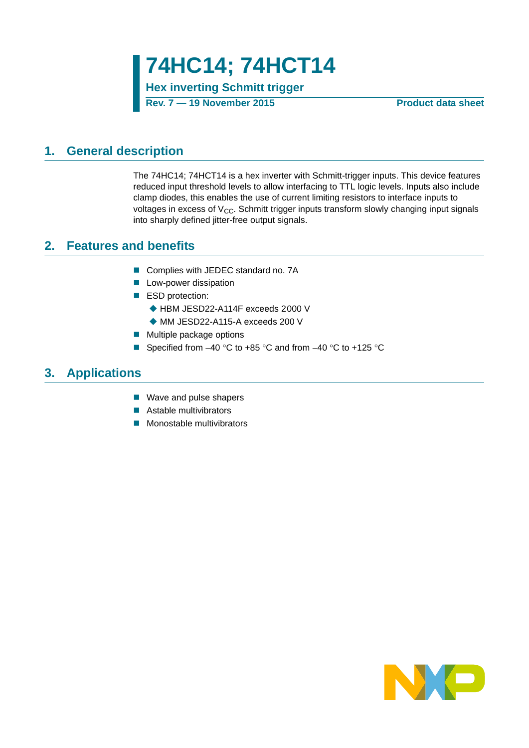# 74HC14; 74HCT14

**Hex inverting Schmitt trigger**

**Rev. 7 — 19 November 2015** **Product data sheet**

## 1. General description

The 74HC14; 74HCT14 is a hex inverter with Schmitt-trigger inputs. This device features reduced input threshold levels to allow interfacing to TTL logic levels. Inputs also include clamp diodes, this enables the use of current limiting resistors to interface inputs to voltages in excess of $V_{CC}$. Schmitt trigger inputs transform slowly changing input signals into sharply defined jitter-free output signals.

## 2. Features and benefits

- Complies with JEDEC standard no. 7A
- Low-power dissipation
- ESD protection:
  - HBM JESD22-A114F exceeds 2000 V
  - MM JESD22-A115-A exceeds 200 V
- Multiple package options
- Specified from −40 °C to +85 °C and from −40 °C to +125 °C

## 3. Applications

- Wave and pulse shapers
- Astable multivibrators
- Monostable multivibrators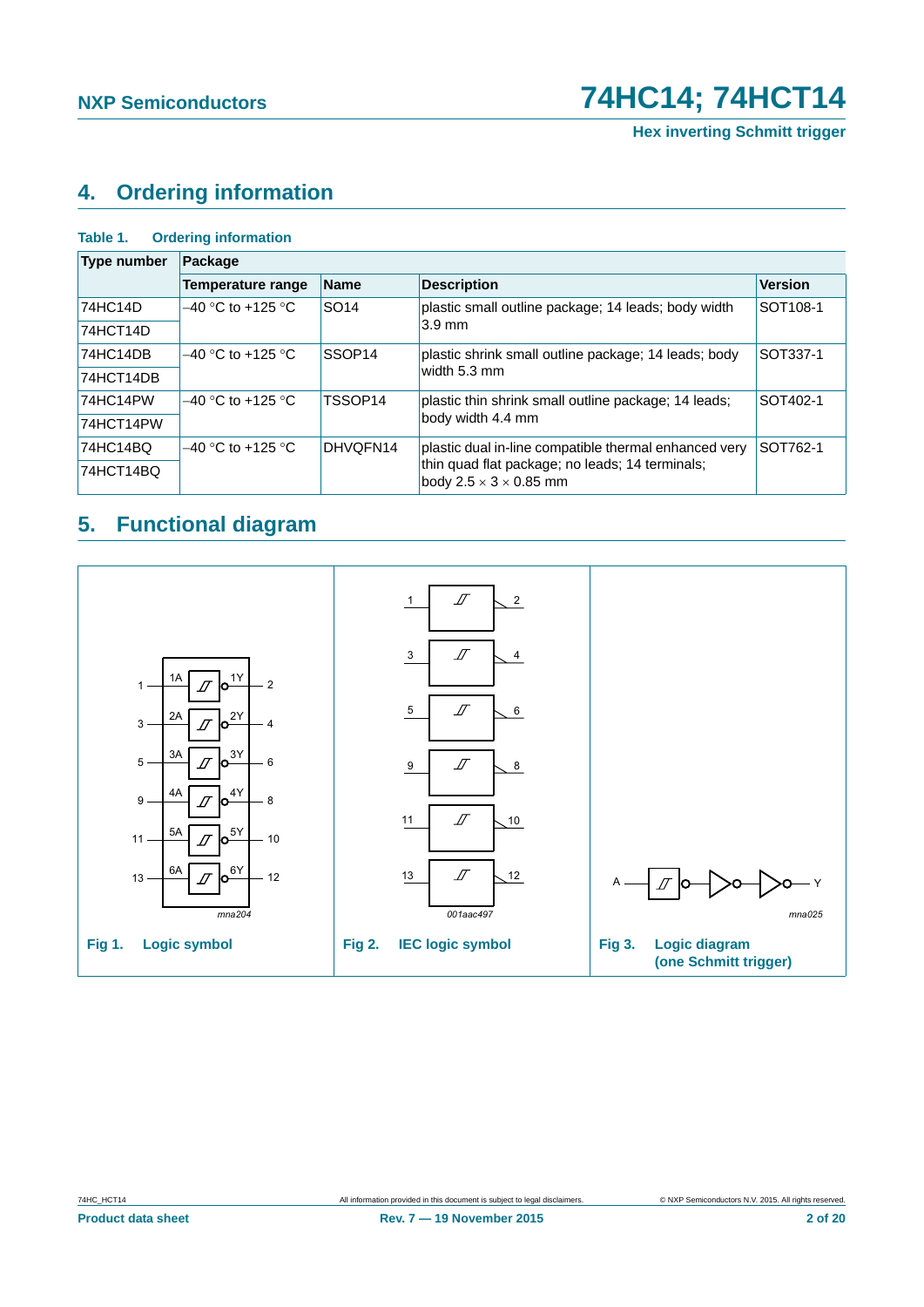## 4. Ordering information

**Table 1. Ordering information**

| Type number | Package | | | |
|---|---|---|---|---|
| | Temperature range | Name | Description | Version |
| 74HC14D | –40 °C to +125 °C | SO14 | plastic small outline package; 14 leads; body width 3.9 mm | SOT108-1 |
| 74HCT14D | | | | |
| 74HC14DB | –40 °C to +125 °C | SSOP14 | plastic shrink small outline package; 14 leads; body width 5.3 mm | SOT337-1 |
| 74HCT14DB | | | | |
| 74HC14PW | –40 °C to +125 °C | TSSOP14 | plastic thin shrink small outline package; 14 leads; body width 4.4 mm | SOT402-1 |
| 74HCT14PW | | | | |
| 74HC14BQ | –40 °C to +125 °C | DHVQFN14 | plastic dual in-line compatible thermal enhanced very thin quad flat package; no leads; 14 terminals; body 2.5 × 3 × 0.85 mm | SOT762-1 |
| 74HCT14BQ | | | | |

## 5. Functional diagram

**Fig 1. Logic symbol**

**Fig 2. IEC logic symbol**

**Fig 3. Logic diagram (one Schmitt trigger)**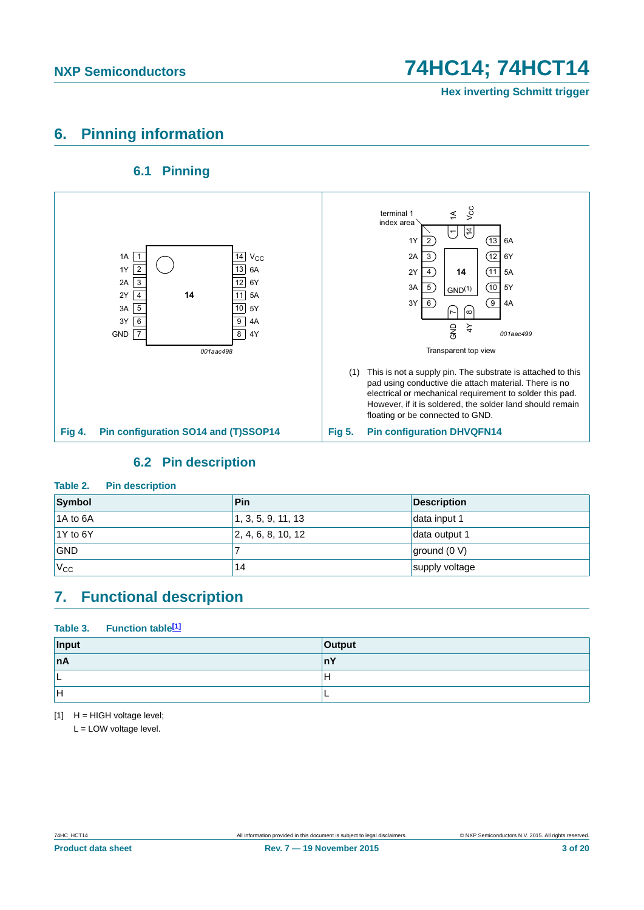## 6. Pinning information

### 6.1 Pinning

Fig 4. Pin configuration SO14 and (T)SSOP14

(1) This is not a supply pin. The substrate is attached to this pad using conductive die attach material. There is no electrical or mechanical requirement to solder this pad. However, if it is soldered, the solder land should remain floating or be connected to GND.

Fig 5. Pin configuration DHVQFN14

### 6.2 Pin description

**Table 2. Pin description**

| Symbol | Pin | Description |
|---|---|---|
| 1A to 6A | 1, 3, 5, 9, 11, 13 | data input 1 |
| 1Y to 6Y | 2, 4, 6, 8, 10, 12 | data output 1 |
| GND | 7 | ground (0 V) |
| $V_{CC}$ | 14 | supply voltage |

## 7. Functional description

**Table 3. Function table[1]**

| Input | Output |
|---|---|
| nA | nY |
| L | H |
| H | L |

[1] H = HIGH voltage level;
L = LOW voltage level.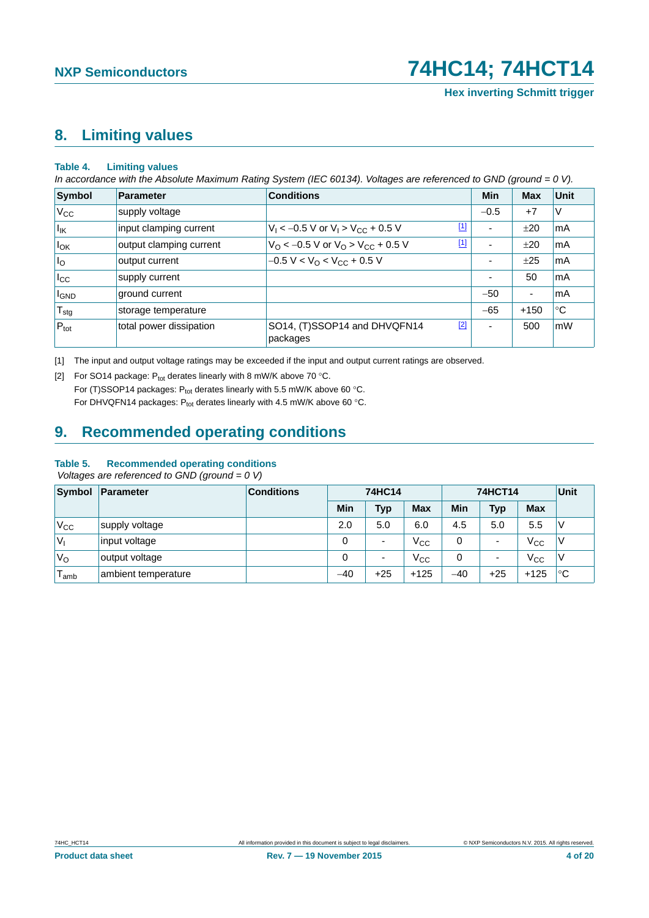## 8. Limiting values

**Table 4. Limiting values**

*In accordance with the Absolute Maximum Rating System (IEC 60134). Voltages are referenced to GND (ground = 0 V).*

| Symbol | Parameter | Conditions | Min | Max | Unit |
|---|---|---|---|---|---|
| $V_{CC}$ | supply voltage | | −0.5 | +7 | V |
| $I_{IK}$ | input clamping current | $V_I < -0.5$ V or $V_I > V_{CC} + 0.5$ V [1] | - | ±20 | mA |
| $I_{OK}$ | output clamping current | $V_O < -0.5$ V or $V_O > V_{CC} + 0.5$ V [1] | - | ±20 | mA |
| $I_O$ | output current | $-0.5$ V $< V_O < V_{CC} + 0.5$ V | - | ±25 | mA |
| $I_{CC}$ | supply current | | - | 50 | mA |
| $I_{GND}$ | ground current | | −50 | - | mA |
| $T_{stg}$ | storage temperature | | −65 | +150 | °C |
| $P_{tot}$ | total power dissipation | SO14, (T)SSOP14 and DHVQFN14 packages [2] | - | 500 | mW |

[1] The input and output voltage ratings may be exceeded if the input and output current ratings are observed.

[2] For SO14 package: $P_{tot}$ derates linearly with 8 mW/K above 70 °C.
For (T)SSOP14 packages: $P_{tot}$ derates linearly with 5.5 mW/K above 60 °C.
For DHVQFN14 packages: $P_{tot}$ derates linearly with 4.5 mW/K above 60 °C.

## 9. Recommended operating conditions

**Table 5. Recommended operating conditions**

*Voltages are referenced to GND (ground = 0 V)*

| Symbol | Parameter | Conditions | 74HC14 | | | 74HCT14 | | | Unit |
|---|---|---|---|---|---|---|---|---|---|
| | | | Min | Typ | Max | Min | Typ | Max | |
| $V_{CC}$ | supply voltage | | 2.0 | 5.0 | 6.0 | 4.5 | 5.0 | 5.5 | V |
| $V_I$ | input voltage | | 0 | - | $V_{CC}$ | 0 | - | $V_{CC}$ | V |
| $V_O$ | output voltage | | 0 | - | $V_{CC}$ | 0 | - | $V_{CC}$ | V |
| $T_{amb}$ | ambient temperature | | −40 | +25 | +125 | −40 | +25 | +125 | °C |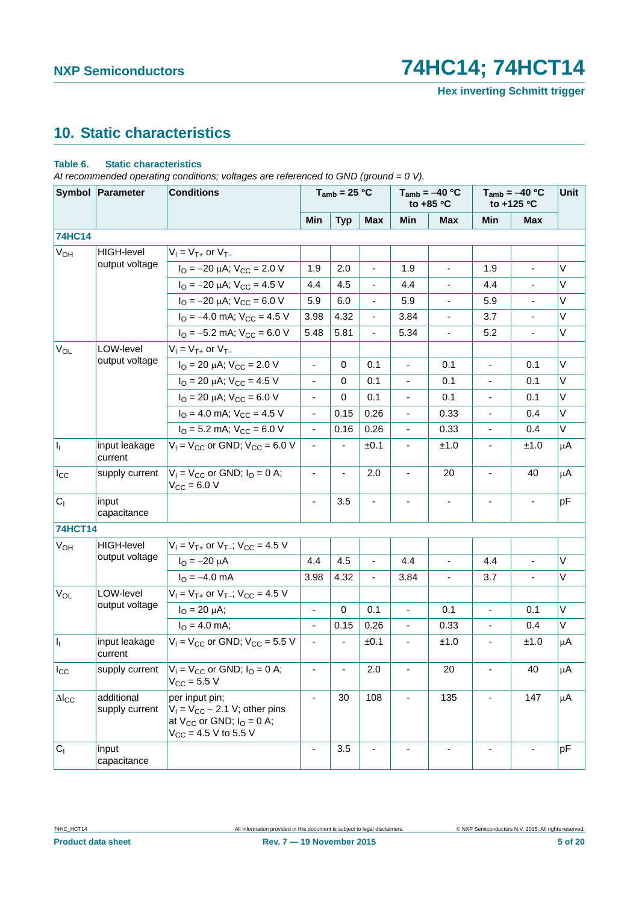## 10. Static characteristics

**Table 6. Static characteristics**

*At recommended operating conditions; voltages are referenced to GND (ground = 0 V).*

| Symbol | Parameter | Conditions | $T_{amb}$ = 25 °C | | | $T_{amb}$ = −40 °C to +85 °C | | $T_{amb}$ = −40 °C to +125 °C | | Unit |
|---|---|---|---|---|---|---|---|---|---|---|
| | | | Min | Typ | Max | Min | Max | Min | Max | |
| **74HC14** | | | | | | | | | | |
| $V_{OH}$ | HIGH-level output voltage | $V_I = V_{T+}$ or $V_{T-}$ | | | | | | | | |
| | | $I_O$ = −20 μA; $V_{CC}$ = 2.0 V | 1.9 | 2.0 | - | 1.9 | - | 1.9 | - | V |
| | | $I_O$ = −20 μA; $V_{CC}$ = 4.5 V | 4.4 | 4.5 | - | 4.4 | - | 4.4 | - | V |
| | | $I_O$ = −20 μA; $V_{CC}$ = 6.0 V | 5.9 | 6.0 | - | 5.9 | - | 5.9 | - | V |
| | | $I_O$ = −4.0 mA; $V_{CC}$ = 4.5 V | 3.98 | 4.32 | - | 3.84 | - | 3.7 | - | V |
| | | $I_O$ = −5.2 mA; $V_{CC}$ = 6.0 V | 5.48 | 5.81 | - | 5.34 | - | 5.2 | - | V |
| $V_{OL}$ | LOW-level output voltage | $V_I = V_{T+}$ or $V_{T-}$ | | | | | | | | |
| | | $I_O$ = 20 μA; $V_{CC}$ = 2.0 V | - | 0 | 0.1 | - | 0.1 | - | 0.1 | V |
| | | $I_O$ = 20 μA; $V_{CC}$ = 4.5 V | - | 0 | 0.1 | - | 0.1 | - | 0.1 | V |
| | | $I_O$ = 20 μA; $V_{CC}$ = 6.0 V | - | 0 | 0.1 | - | 0.1 | - | 0.1 | V |
| | | $I_O$ = 4.0 mA; $V_{CC}$ = 4.5 V | - | 0.15 | 0.26 | - | 0.33 | - | 0.4 | V |
| | | $I_O$ = 5.2 mA; $V_{CC}$ = 6.0 V | - | 0.16 | 0.26 | - | 0.33 | - | 0.4 | V |
| $I_I$ | input leakage current | $V_I = V_{CC}$ or GND; $V_{CC}$ = 6.0 V | - | - | ±0.1 | - | ±1.0 | - | ±1.0 | μA |
| $I_{CC}$ | supply current | $V_I = V_{CC}$ or GND; $I_O$ = 0 A; $V_{CC}$ = 6.0 V | - | - | 2.0 | - | 20 | - | 40 | μA |
| $C_I$ | input capacitance | | - | 3.5 | - | - | - | - | - | pF |
| **74HCT14** | | | | | | | | | | |
| $V_{OH}$ | HIGH-level output voltage | $V_I = V_{T+}$ or $V_{T-}$; $V_{CC}$ = 4.5 V | | | | | | | | |
| | | $I_O$ = −20 μA | 4.4 | 4.5 | - | 4.4 | - | 4.4 | - | V |
| | | $I_O$ = −4.0 mA | 3.98 | 4.32 | - | 3.84 | - | 3.7 | - | V |
| $V_{OL}$ | LOW-level output voltage | $V_I = V_{T+}$ or $V_{T-}$; $V_{CC}$ = 4.5 V | | | | | | | | |
| | | $I_O$ = 20 μA; | - | 0 | 0.1 | - | 0.1 | - | 0.1 | V |
| | | $I_O$ = 4.0 mA; | - | 0.15 | 0.26 | - | 0.33 | - | 0.4 | V |
| $I_I$ | input leakage current | $V_I = V_{CC}$ or GND; $V_{CC}$ = 5.5 V | - | - | ±0.1 | - | ±1.0 | - | ±1.0 | μA |
| $I_{CC}$ | supply current | $V_I = V_{CC}$ or GND; $I_O$ = 0 A; $V_{CC}$ = 5.5 V | - | - | 2.0 | - | 20 | - | 40 | μA |
| $\Delta I_{CC}$ | additional supply current | per input pin; $V_I = V_{CC} - 2.1$ V; other pins at $V_{CC}$ or GND; $I_O$ = 0 A; $V_{CC}$ = 4.5 V to 5.5 V | - | 30 | 108 | - | 135 | - | 147 | μA |
| $C_I$ | input capacitance | | - | 3.5 | - | - | - | - | - | pF |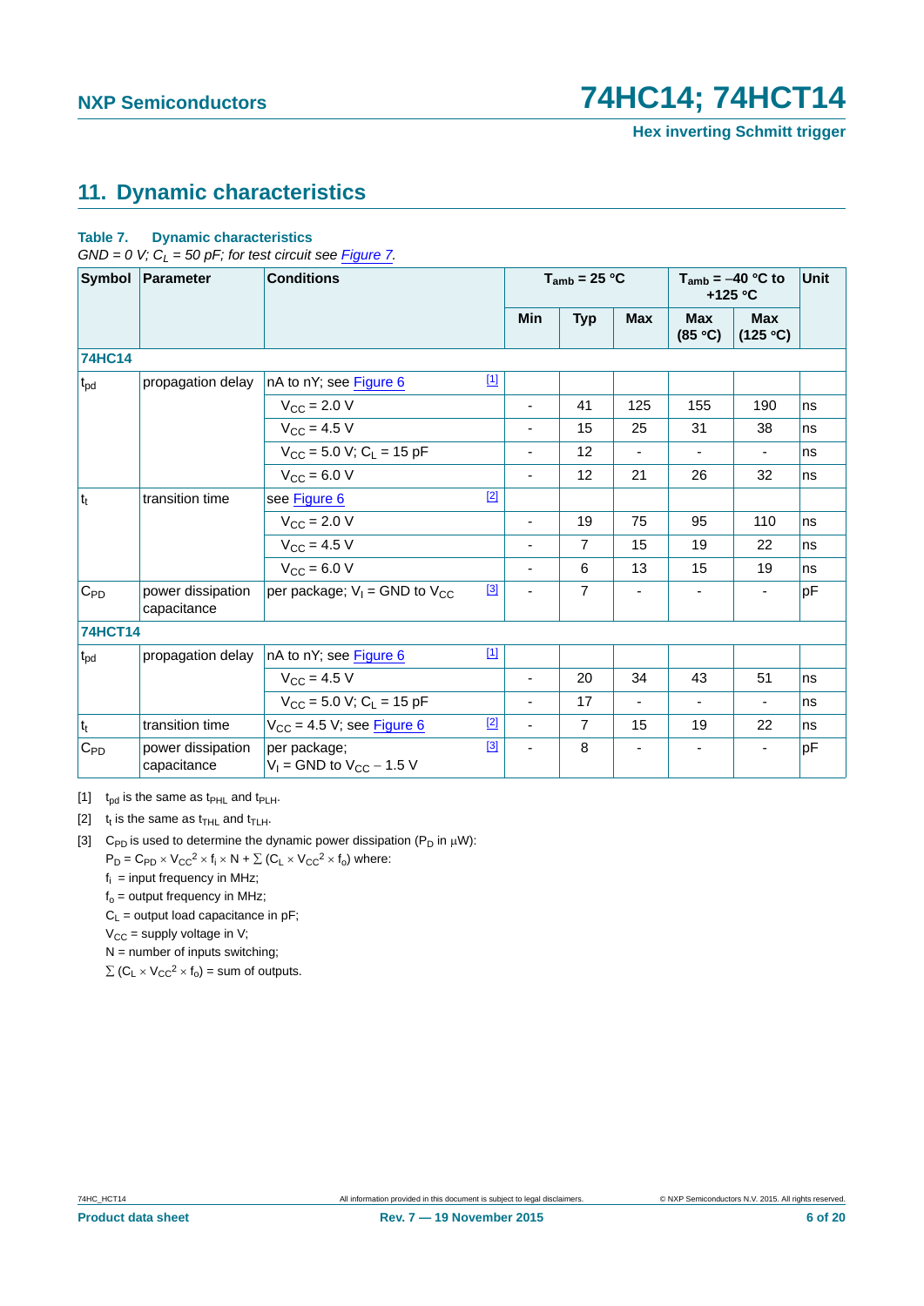## 11. Dynamic characteristics

**Table 7. Dynamic characteristics**

*GND = 0 V; $C_L$ = 50 pF; for test circuit see Figure 7.*

| Symbol | Parameter | Conditions | | $T_{amb}$ = 25 °C | | | $T_{amb}$ = −40 °C to +125 °C | | Unit |
|---|---|---|---|---|---|---|---|---|---|
| | | | | Min | Typ | Max | Max (85 °C) | Max (125 °C) | |
| **74HC14** | | | | | | | | | |
| $t_{pd}$ | propagation delay | nA to nY; see Figure 6 | [1] | | | | | | |
| | | $V_{CC}$ = 2.0 V | | - | 41 | 125 | 155 | 190 | ns |
| | | $V_{CC}$ = 4.5 V | | - | 15 | 25 | 31 | 38 | ns |
| | | $V_{CC}$ = 5.0 V; $C_L$ = 15 pF | | - | 12 | - | - | - | ns |
| | | $V_{CC}$ = 6.0 V | | - | 12 | 21 | 26 | 32 | ns |
| $t_t$ | transition time | see Figure 6 | [2] | | | | | | |
| | | $V_{CC}$ = 2.0 V | | - | 19 | 75 | 95 | 110 | ns |
| | | $V_{CC}$ = 4.5 V | | - | 7 | 15 | 19 | 22 | ns |
| | | $V_{CC}$ = 6.0 V | | - | 6 | 13 | 15 | 19 | ns |
| $C_{PD}$ | power dissipation capacitance | per package; $V_I$ = GND to $V_{CC}$ | [3] | - | 7 | - | - | - | pF |
| **74HCT14** | | | | | | | | | |
| $t_{pd}$ | propagation delay | nA to nY; see Figure 6 | [1] | | | | | | |
| | | $V_{CC}$ = 4.5 V | | - | 20 | 34 | 43 | 51 | ns |
| | | $V_{CC}$ = 5.0 V; $C_L$ = 15 pF | | - | 17 | - | - | - | ns |
| $t_t$ | transition time | $V_{CC}$ = 4.5 V; see Figure 6 | [2] | - | 7 | 15 | 19 | 22 | ns |
| $C_{PD}$ | power dissipation capacitance | per package; $V_I$ = GND to $V_{CC}$ − 1.5 V | [3] | - | 8 | - | - | - | pF |

[1] $t_{pd}$ is the same as $t_{PHL}$ and $t_{PLH}$.

[2] $t_t$ is the same as $t_{THL}$ and $t_{TLH}$.

[3] $C_{PD}$ is used to determine the dynamic power dissipation ($P_D$ in μW):

$P_D = C_{PD} \times V_{CC}^2 \times f_i \times N + \sum (C_L \times V_{CC}^2 \times f_o)$ where:

$f_i$ = input frequency in MHz;

$f_o$ = output frequency in MHz;

$C_L$ = output load capacitance in pF;

$V_{CC}$ = supply voltage in V;

N = number of inputs switching;

$\sum (C_L \times V_{CC}^2 \times f_o)$ = sum of outputs.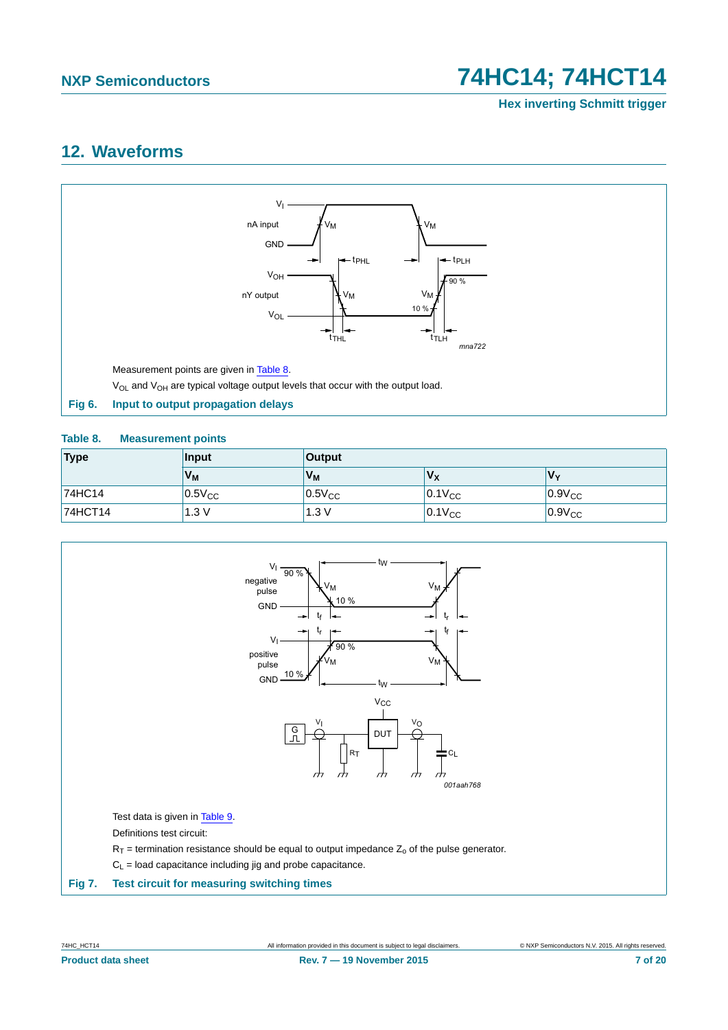## 12. Waveforms

Measurement points are given in Table 8.

$V_{OL}$ and $V_{OH}$ are typical voltage output levels that occur with the output load.

**Fig 6. Input to output propagation delays**

**Table 8. Measurement points**

| Type | Input | Output | | |
|---|---|---|---|---|
| | $V_M$ | $V_M$ | $V_X$ | $V_Y$ |
| 74HC14 | $0.5V_{CC}$ | $0.5V_{CC}$ | $0.1V_{CC}$ | $0.9V_{CC}$ |
| 74HCT14 | 1.3 V | 1.3 V | $0.1V_{CC}$ | $0.9V_{CC}$ |

Test data is given in Table 9.

Definitions test circuit:

$R_T$ = termination resistance should be equal to output impedance $Z_o$ of the pulse generator.

$C_L$ = load capacitance including jig and probe capacitance.

**Fig 7. Test circuit for measuring switching times**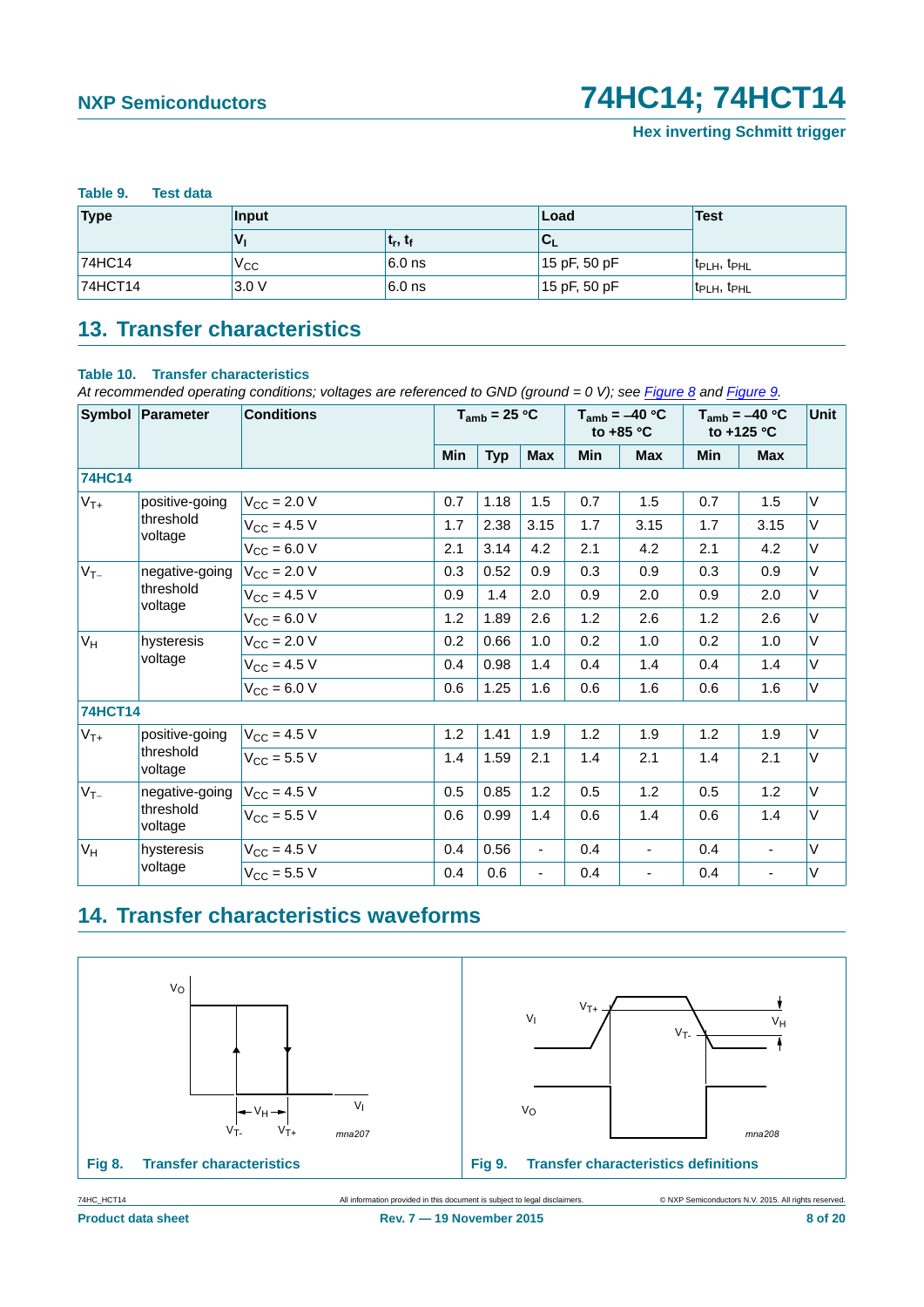**Table 9. Test data**

| Type | Input | | Load | Test |
|---|---|---|---|---|
| | $V_I$ | $t_r$, $t_f$ | $C_L$ | |
| 74HC14 | $V_{CC}$ | 6.0 ns | 15 pF, 50 pF | $t_{PLH}$, $t_{PHL}$ |
| 74HCT14 | 3.0 V | 6.0 ns | 15 pF, 50 pF | $t_{PLH}$, $t_{PHL}$ |

## 13. Transfer characteristics

**Table 10. Transfer characteristics**

*At recommended operating conditions; voltages are referenced to GND (ground = 0 V); see Figure 8 and Figure 9.*

| Symbol | Parameter | Conditions | $T_{amb}$ = 25 °C | | | $T_{amb}$ = −40 °C to +85 °C | | $T_{amb}$ = −40 °C to +125 °C | | Unit |
|---|---|---|---|---|---|---|---|---|---|---|
| | | | Min | Typ | Max | Min | Max | Min | Max | |
| **74HC14** | | | | | | | | | | |
| $V_{T+}$ | positive-going threshold voltage | $V_{CC}$ = 2.0 V | 0.7 | 1.18 | 1.5 | 0.7 | 1.5 | 0.7 | 1.5 | V |
| | | $V_{CC}$ = 4.5 V | 1.7 | 2.38 | 3.15 | 1.7 | 3.15 | 1.7 | 3.15 | V |
| | | $V_{CC}$ = 6.0 V | 2.1 | 3.14 | 4.2 | 2.1 | 4.2 | 2.1 | 4.2 | V |
| $V_{T-}$ | negative-going threshold voltage | $V_{CC}$ = 2.0 V | 0.3 | 0.52 | 0.9 | 0.3 | 0.9 | 0.3 | 0.9 | V |
| | | $V_{CC}$ = 4.5 V | 0.9 | 1.4 | 2.0 | 0.9 | 2.0 | 0.9 | 2.0 | V |
| | | $V_{CC}$ = 6.0 V | 1.2 | 1.89 | 2.6 | 1.2 | 2.6 | 1.2 | 2.6 | V |
| $V_H$ | hysteresis voltage | $V_{CC}$ = 2.0 V | 0.2 | 0.66 | 1.0 | 0.2 | 1.0 | 0.2 | 1.0 | V |
| | | $V_{CC}$ = 4.5 V | 0.4 | 0.98 | 1.4 | 0.4 | 1.4 | 0.4 | 1.4 | V |
| | | $V_{CC}$ = 6.0 V | 0.6 | 1.25 | 1.6 | 0.6 | 1.6 | 0.6 | 1.6 | V |
| **74HCT14** | | | | | | | | | | |
| $V_{T+}$ | positive-going threshold voltage | $V_{CC}$ = 4.5 V | 1.2 | 1.41 | 1.9 | 1.2 | 1.9 | 1.2 | 1.9 | V |
| | | $V_{CC}$ = 5.5 V | 1.4 | 1.59 | 2.1 | 1.4 | 2.1 | 1.4 | 2.1 | V |
| $V_{T-}$ | negative-going threshold voltage | $V_{CC}$ = 4.5 V | 0.5 | 0.85 | 1.2 | 0.5 | 1.2 | 0.5 | 1.2 | V |
| | | $V_{CC}$ = 5.5 V | 0.6 | 0.99 | 1.4 | 0.6 | 1.4 | 0.6 | 1.4 | V |
| $V_H$ | hysteresis voltage | $V_{CC}$ = 4.5 V | 0.4 | 0.56 | - | 0.4 | - | 0.4 | - | V |
| | | $V_{CC}$ = 5.5 V | 0.4 | 0.6 | - | 0.4 | - | 0.4 | - | V |

## 14. Transfer characteristics waveforms

**Fig 8. Transfer characteristics**

**Fig 9. Transfer characteristics definitions**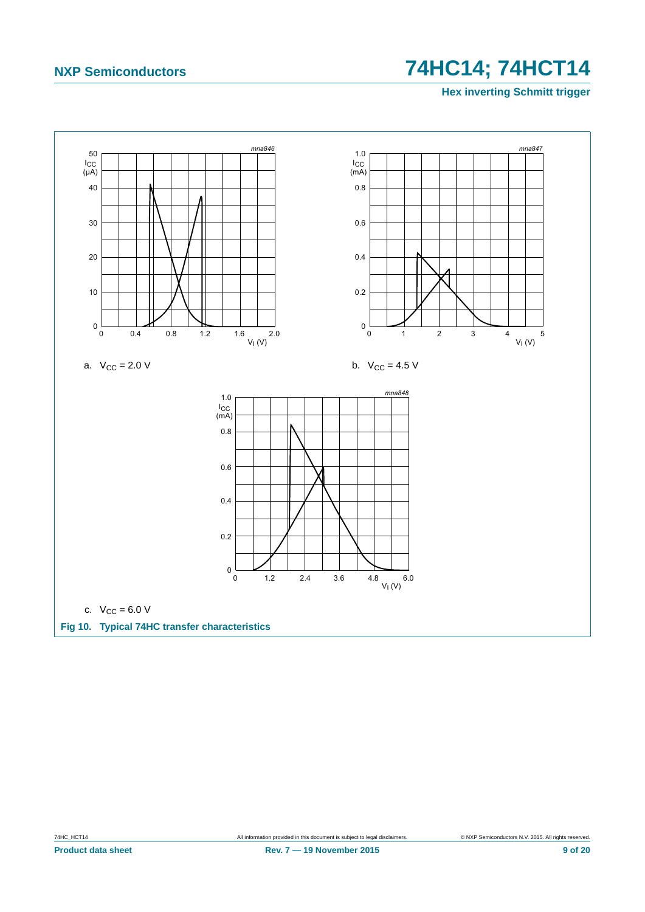a. $V_{CC}$ = 2.0 V

b. $V_{CC}$ = 4.5 V

c. $V_{CC}$ = 6.0 V

**Fig 10. Typical 74HC transfer characteristics**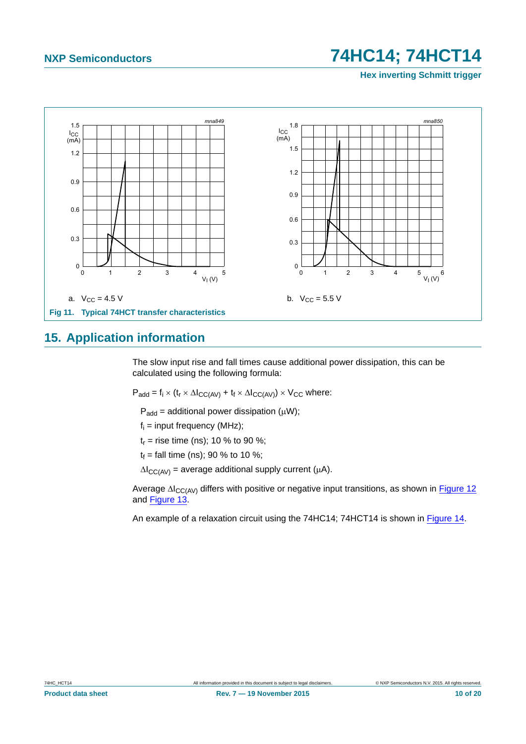a. $V_{CC}$ = 4.5 V

b. $V_{CC}$ = 5.5 V

**Fig 11. Typical 74HCT transfer characteristics**

## 15. Application information

The slow input rise and fall times cause additional power dissipation, this can be calculated using the following formula:

$P_{add} = f_i \times (t_r \times \Delta I_{CC(AV)} + t_f \times \Delta I_{CC(AV)}) \times V_{CC}$ where:

$P_{add}$ = additional power dissipation (μW);

$f_i$ = input frequency (MHz);

$t_r$ = rise time (ns); 10 % to 90 %;

$t_f$ = fall time (ns); 90 % to 10 %;

$\Delta I_{CC(AV)}$ = average additional supply current (μA).

Average $\Delta I_{CC(AV)}$ differs with positive or negative input transitions, as shown in Figure 12 and Figure 13.

An example of a relaxation circuit using the 74HC14; 74HCT14 is shown in Figure 14.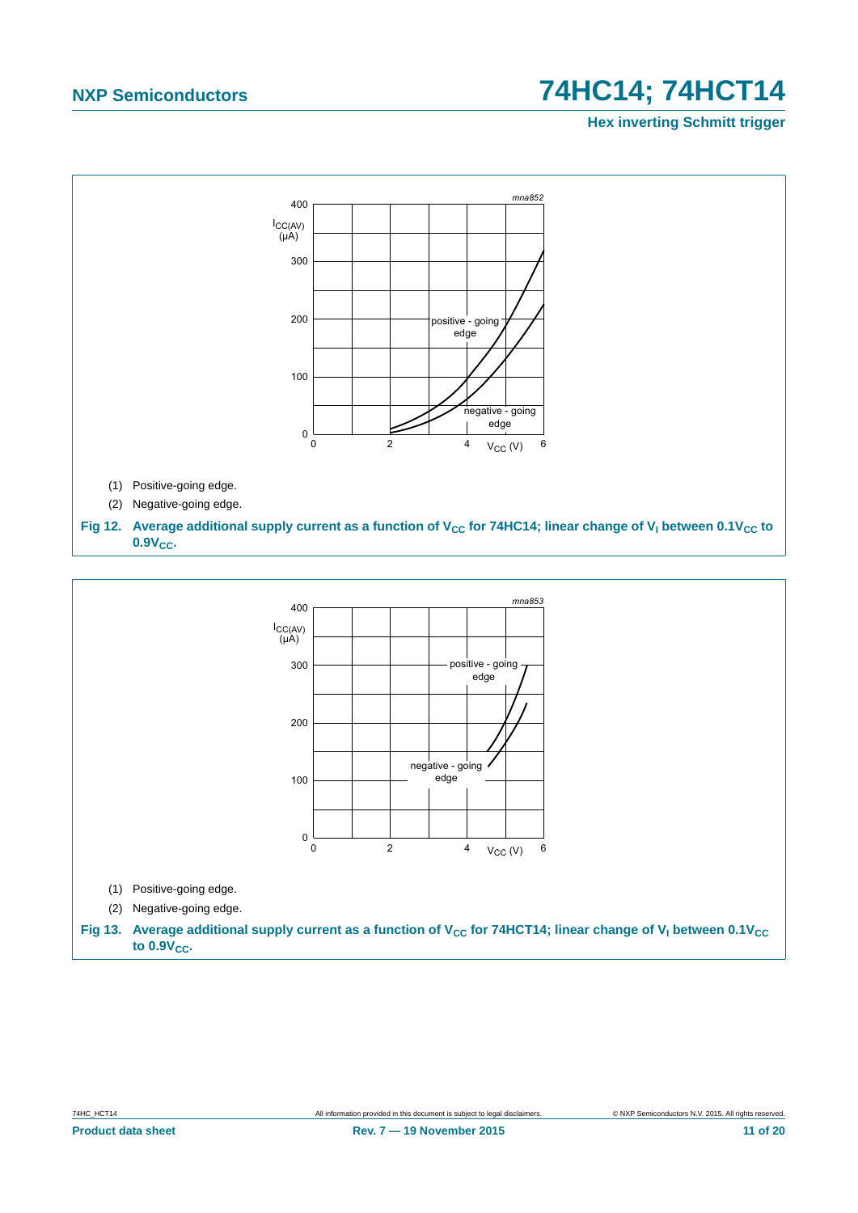(1) Positive-going edge.

(2) Negative-going edge.

**Fig 12. Average additional supply current as a function of $V_{CC}$ for 74HC14; linear change of $V_I$ between $0.1V_{CC}$ to $0.9V_{CC}$.**

(1) Positive-going edge.

(2) Negative-going edge.

**Fig 13. Average additional supply current as a function of $V_{CC}$ for 74HCT14; linear change of $V_I$ between $0.1V_{CC}$ to $0.9V_{CC}$.**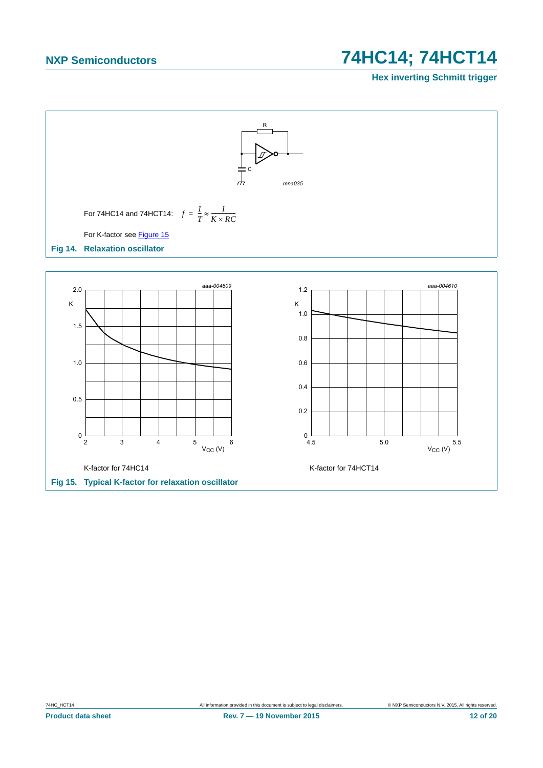For 74HC14 and 74HCT14: $f = \frac{1}{T} \approx \frac{1}{K \times RC}$

For K-factor see Figure 15

**Fig 14. Relaxation oscillator**

K-factor for 74HC14

K-factor for 74HCT14

**Fig 15. Typical K-factor for relaxation oscillator**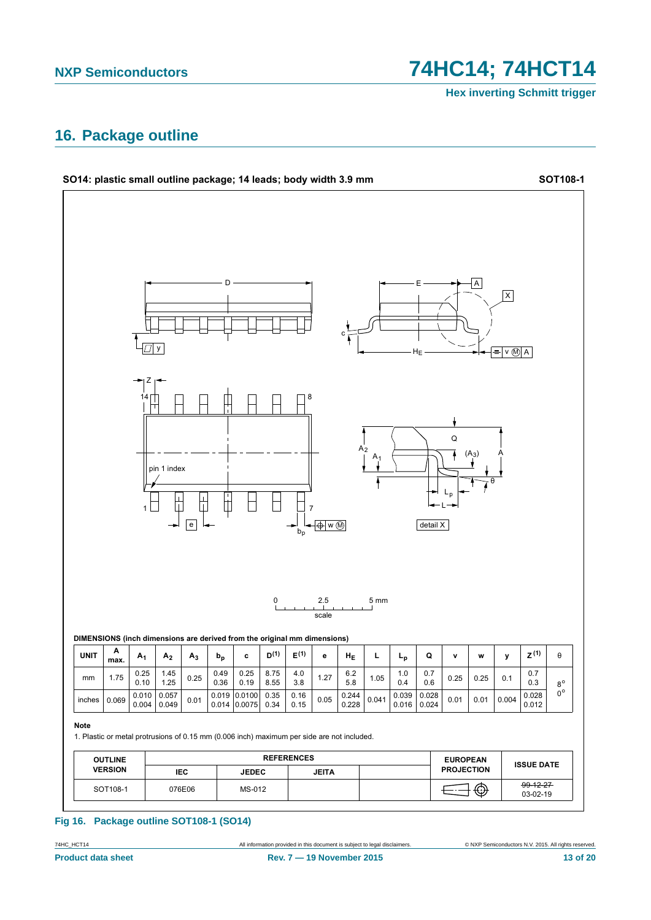## 16. Package outline

**SO14: plastic small outline package; 14 leads; body width 3.9 mm** **SOT108-1**

**DIMENSIONS (inch dimensions are derived from the original mm dimensions)**

| UNIT | A max. | $A_1$ | $A_2$ | $A_3$ | $b_p$ | c | D(1) | E(1) | e | $H_E$ | L | $L_p$ | Q | v | w | y | Z(1) | θ |
|---|---|---|---|---|---|---|---|---|---|---|---|---|---|---|---|---|---|---|
| mm | 1.75 | 0.25<br>0.10 | 1.45<br>1.25 | 0.25 | 0.49<br>0.36 | 0.25<br>0.19 | 8.75<br>8.55 | 4.0<br>3.8 | 1.27 | 6.2<br>5.8 | 1.05 | 1.0<br>0.4 | 0.7<br>0.6 | 0.25 | 0.25 | 0.1 | 0.7<br>0.3 | 8°<br>0° |
| inches | 0.069 | 0.010<br>0.004 | 0.057<br>0.049 | 0.01 | 0.019<br>0.014 | 0.0100<br>0.0075 | 0.35<br>0.34 | 0.16<br>0.15 | 0.05 | 0.244<br>0.228 | 0.041 | 0.039<br>0.016 | 0.028<br>0.024 | 0.01 | 0.01 | 0.004 | 0.028<br>0.012 | |

**Note**

1. Plastic or metal protrusions of 0.15 mm (0.006 inch) maximum per side are not included.

| OUTLINE VERSION | REFERENCES | | | | EUROPEAN PROJECTION | ISSUE DATE |
|---|---|---|---|---|---|---|
| | IEC | JEDEC | JEITA | | | |
| SOT108-1 | 076E06 | MS-012 | | | | ~~99-12-27~~<br>03-02-19 |

**Fig 16. Package outline SOT108-1 (SO14)**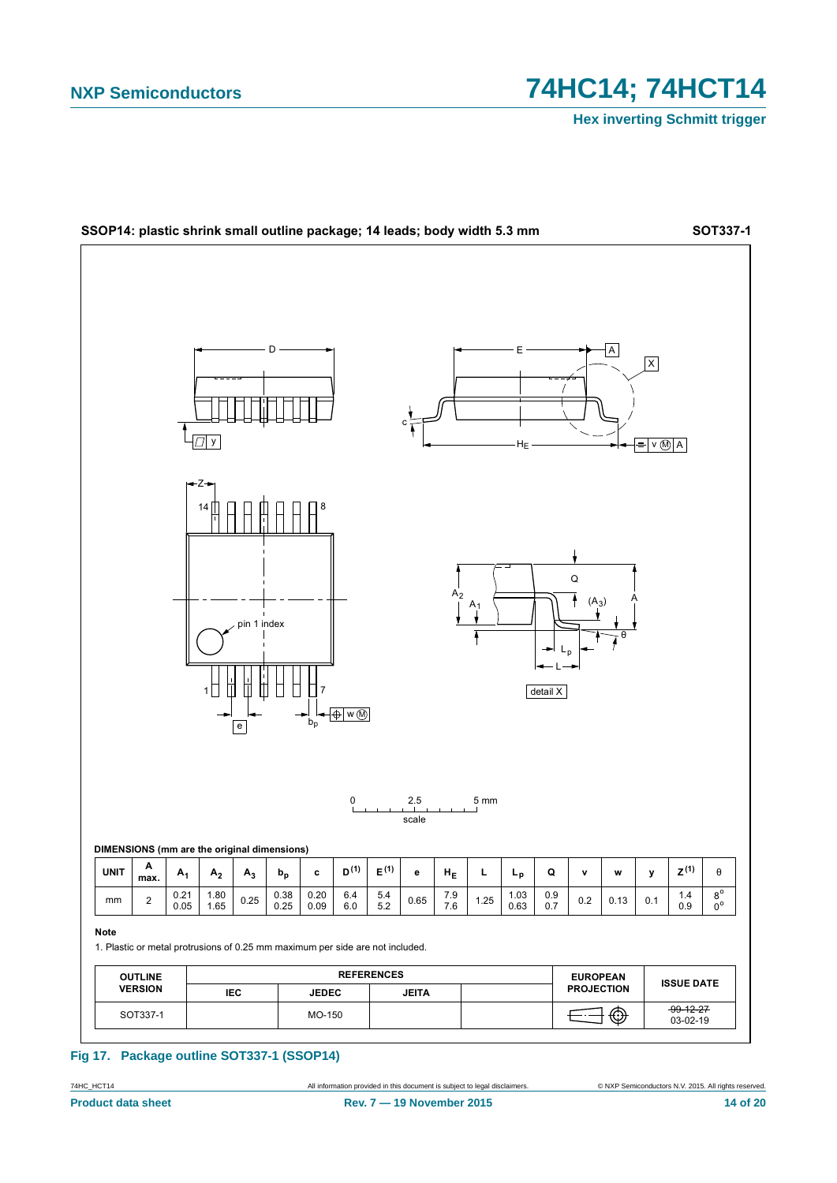**SSOP14: plastic shrink small outline package; 14 leads; body width 5.3 mm** **SOT337-1**

**DIMENSIONS (mm are the original dimensions)**

| UNIT | A max. | $A_1$ | $A_2$ | $A_3$ | $b_p$ | c | $D^{(1)}$ | $E^{(1)}$ | e | $H_E$ | L | $L_p$ | Q | v | w | y | $Z^{(1)}$ | θ |
|---|---|---|---|---|---|---|---|---|---|---|---|---|---|---|---|---|---|---|
| mm | 2 | 0.21<br>0.05 | 1.80<br>1.65 | 0.25 | 0.38<br>0.25 | 0.20<br>0.09 | 6.4<br>6.0 | 5.4<br>5.2 | 0.65 | 7.9<br>7.6 | 1.25 | 1.03<br>0.63 | 0.9<br>0.7 | 0.2 | 0.13 | 0.1 | 1.4<br>0.9 | 8°<br>0° |

**Note**

1. Plastic or metal protrusions of 0.25 mm maximum per side are not included.

| OUTLINE VERSION | REFERENCES | | | | EUROPEAN PROJECTION | ISSUE DATE |
|---|---|---|---|---|---|---|
| | IEC | JEDEC | JEITA | | | |
| SOT337-1 | | MO-150 | | | | ~~99-12-27~~<br>03-02-19 |

**Fig 17. Package outline SOT337-1 (SSOP14)**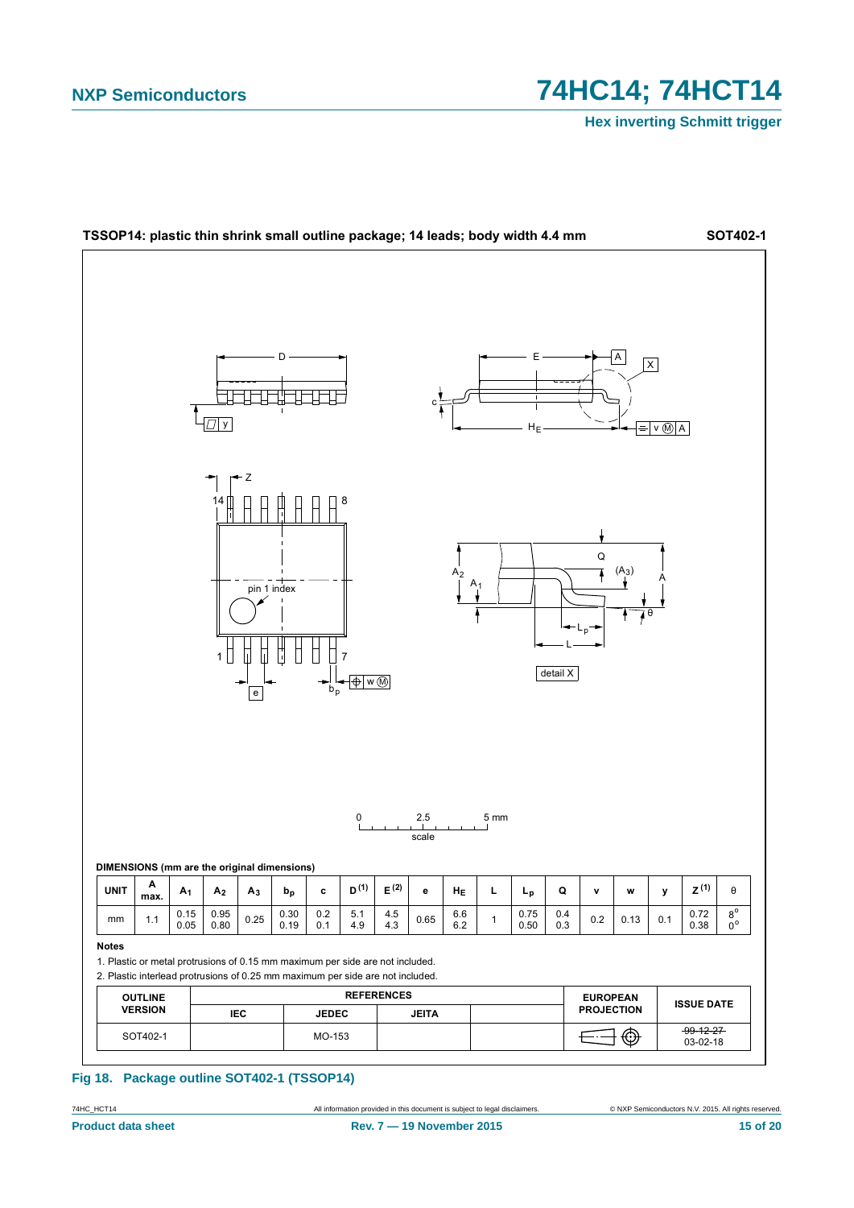**TSSOP14: plastic thin shrink small outline package; 14 leads; body width 4.4 mm** **SOT402-1**

**DIMENSIONS (mm are the original dimensions)**

| UNIT | A max. | $A_1$ | $A_2$ | $A_3$ | $b_p$ | c | D [1] | E [2] | e | $H_E$ | L | $L_p$ | Q | v | w | y | Z [1] | θ |
|---|---|---|---|---|---|---|---|---|---|---|---|---|---|---|---|---|---|---|
| mm | 1.1 | 0.15<br>0.05 | 0.95<br>0.80 | 0.25 | 0.30<br>0.19 | 0.2<br>0.1 | 5.1<br>4.9 | 4.5<br>4.3 | 0.65 | 6.6<br>6.2 | 1 | 0.75<br>0.50 | 0.4<br>0.3 | 0.2 | 0.13 | 0.1 | 0.72<br>0.38 | 8°<br>0° |

**Notes**

1. Plastic or metal protrusions of 0.15 mm maximum per side are not included.
2. Plastic interlead protrusions of 0.25 mm maximum per side are not included.

| OUTLINE VERSION | REFERENCES | | | | EUROPEAN PROJECTION | ISSUE DATE |
|---|---|---|---|---|---|---|
| | IEC | JEDEC | JEITA | | | |
| SOT402-1 | | MO-153 | | | | ~~99-12-27~~<br>03-02-18 |

**Fig 18. Package outline SOT402-1 (TSSOP14)**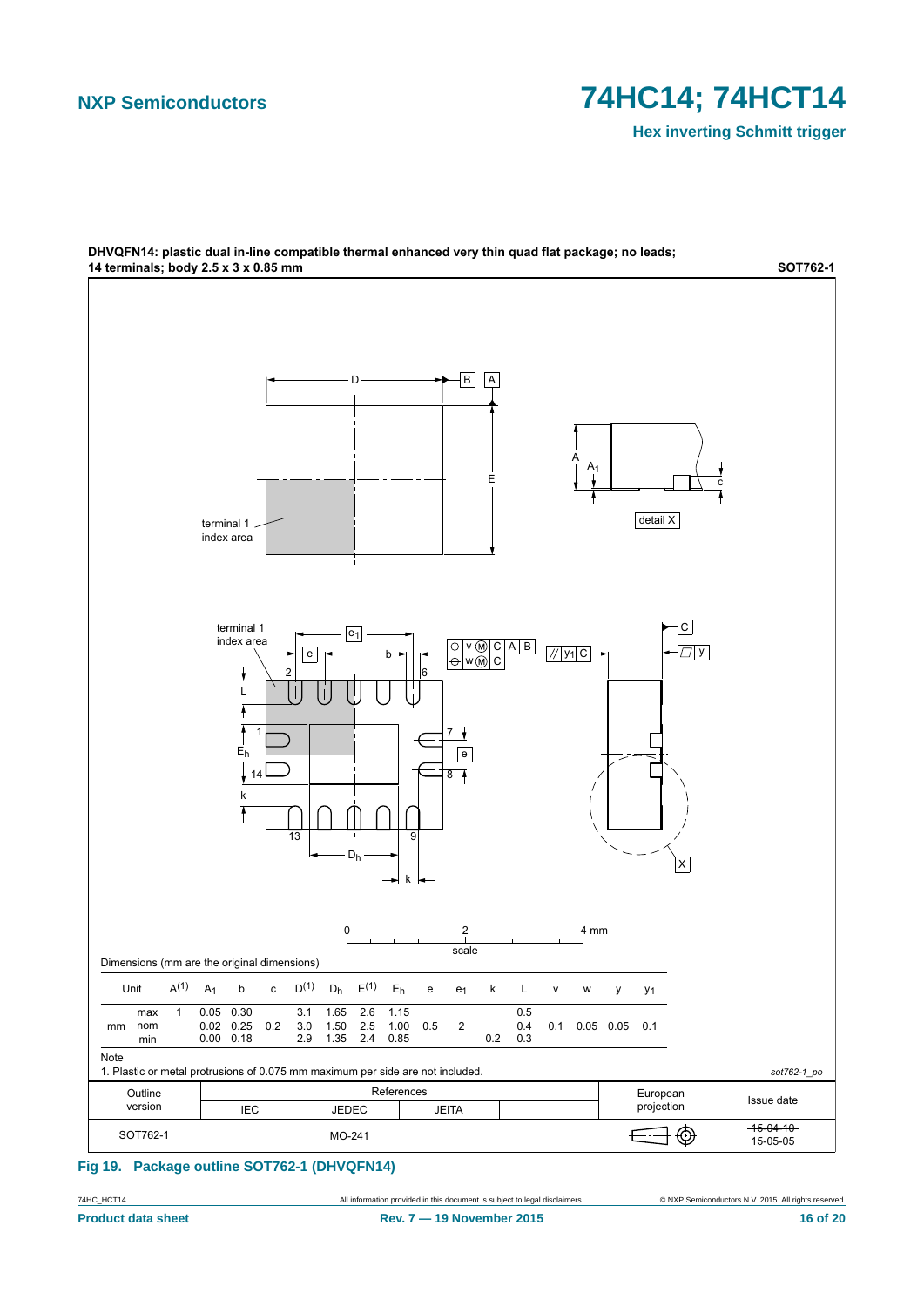**DHVQFN14: plastic dual in-line compatible thermal enhanced very thin quad flat package; no leads; 14 terminals; body 2.5 x 3 x 0.85 mm** **SOT762-1**

Dimensions (mm are the original dimensions)

| Unit | | A(1) | $A_1$ | b | c | D(1) | $D_h$ | E(1) | $E_h$ | e | $e_1$ | k | L | v | w | y | $y_1$ |
|---|---|---|---|---|---|---|---|---|---|---|---|---|---|---|---|---|---|
| mm | max | 1 | 0.05 | 0.30 | | 3.1 | 1.65 | 2.6 | 1.15 | | | | 0.5 | | | | |
| | nom | | 0.02 | 0.25 | 0.2 | 3.0 | 1.50 | 2.5 | 1.00 | 0.5 | 2 | | 0.4 | 0.1 | 0.05 | 0.05 | 0.1 |
| | min | | 0.00 | 0.18 | | 2.9 | 1.35 | 2.4 | 0.85 | | | 0.2 | 0.3 | | | | |

Note

1. Plastic or metal protrusions of 0.075 mm maximum per side are not included.

*sot762-1_po*

| Outline version | References | | | | European projection | Issue date |
|---|---|---|---|---|---|---|
| | IEC | JEDEC | JEITA | | | |
| SOT762-1 | | MO-241 | | | | ~~15-04-10~~ 15-05-05 |

**Fig 19. Package outline SOT762-1 (DHVQFN14)**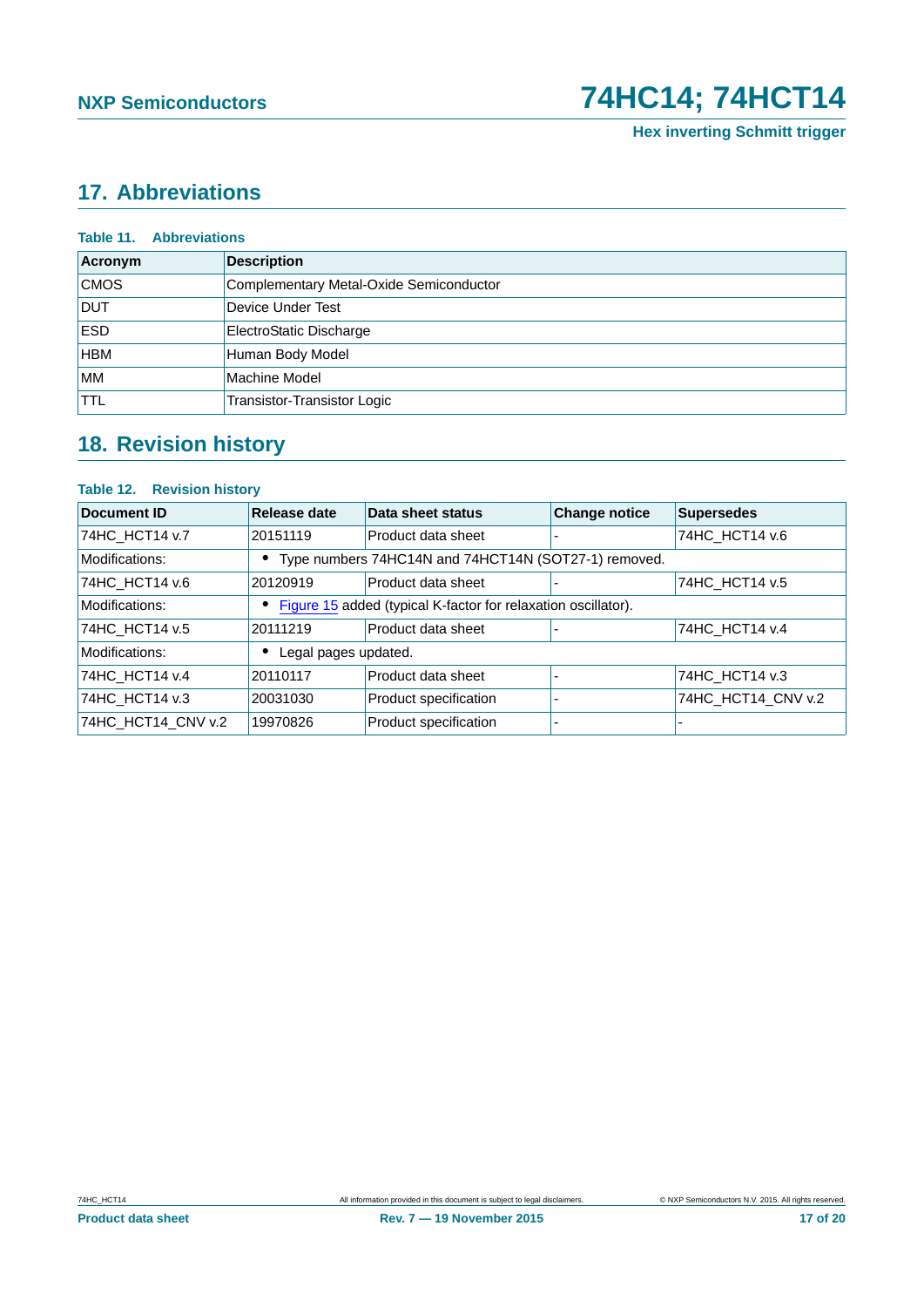## 17. Abbreviations

**Table 11. Abbreviations**

| Acronym | Description |
|---|---|
| CMOS | Complementary Metal-Oxide Semiconductor |
| DUT | Device Under Test |
| ESD | ElectroStatic Discharge |
| HBM | Human Body Model |
| MM | Machine Model |
| TTL | Transistor-Transistor Logic |

## 18. Revision history

**Table 12. Revision history**

| Document ID | Release date | Data sheet status | Change notice | Supersedes |
|---|---|---|---|---|
| 74HC_HCT14 v.7 | 20151119 | Product data sheet | - | 74HC_HCT14 v.6 |
| Modifications: | • Type numbers 74HC14N and 74HCT14N (SOT27-1) removed. | | | |
| 74HC_HCT14 v.6 | 20120919 | Product data sheet | - | 74HC_HCT14 v.5 |
| Modifications: | • Figure 15 added (typical K-factor for relaxation oscillator). | | | |
| 74HC_HCT14 v.5 | 20111219 | Product data sheet | - | 74HC_HCT14 v.4 |
| Modifications: | • Legal pages updated. | | | |
| 74HC_HCT14 v.4 | 20110117 | Product data sheet | - | 74HC_HCT14 v.3 |
| 74HC_HCT14 v.3 | 20031030 | Product specification | - | 74HC_HCT14_CNV v.2 |
| 74HC_HCT14_CNV v.2 | 19970826 | Product specification | - | - |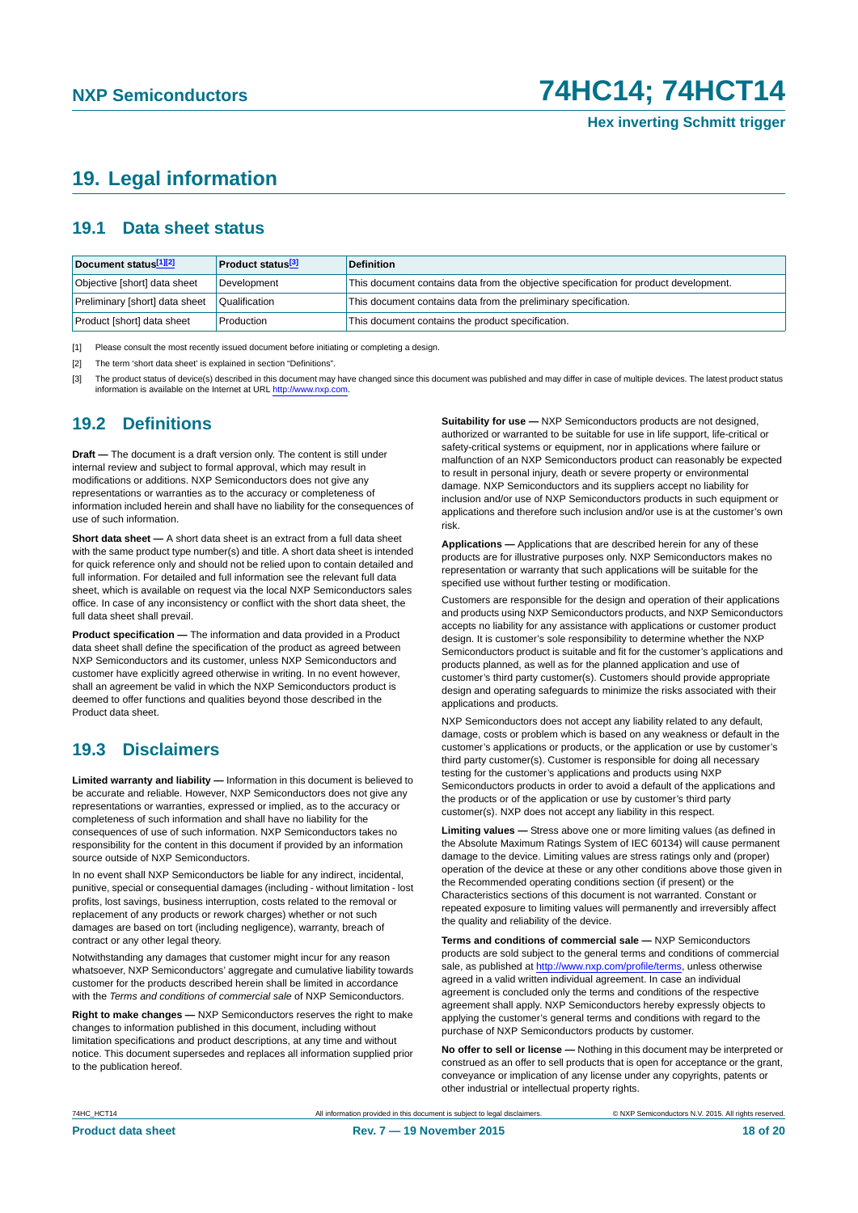# 19. Legal information

## 19.1 Data sheet status

| Document status[1][2] | Product status[3] | Definition |
|---|---|---|
| Objective [short] data sheet | Development | This document contains data from the objective specification for product development. |
| Preliminary [short] data sheet | Qualification | This document contains data from the preliminary specification. |
| Product [short] data sheet | Production | This document contains the product specification. |

[1] Please consult the most recently issued document before initiating or completing a design.

[2] The term 'short data sheet' is explained in section "Definitions".

[3] The product status of device(s) described in this document may have changed since this document was published and may differ in case of multiple devices. The latest product status information is available on the Internet at URL http://www.nxp.com.

## 19.2 Definitions

**Draft —** The document is a draft version only. The content is still under internal review and subject to formal approval, which may result in modifications or additions. NXP Semiconductors does not give any representations or warranties as to the accuracy or completeness of information included herein and shall have no liability for the consequences of use of such information.

**Short data sheet —** A short data sheet is an extract from a full data sheet with the same product type number(s) and title. A short data sheet is intended for quick reference only and should not be relied upon to contain detailed and full information. For detailed and full information see the relevant full data sheet, which is available on request via the local NXP Semiconductors sales office. In case of any inconsistency or conflict with the short data sheet, the full data sheet shall prevail.

**Product specification —** The information and data provided in a Product data sheet shall define the specification of the product as agreed between NXP Semiconductors and its customer, unless NXP Semiconductors and customer have explicitly agreed otherwise in writing. In no event however, shall an agreement be valid in which the NXP Semiconductors product is deemed to offer functions and qualities beyond those described in the Product data sheet.

## 19.3 Disclaimers

**Limited warranty and liability —** Information in this document is believed to be accurate and reliable. However, NXP Semiconductors does not give any representations or warranties, expressed or implied, as to the accuracy or completeness of such information and shall have no liability for the consequences of use of such information. NXP Semiconductors takes no responsibility for the content in this document if provided by an information source outside of NXP Semiconductors.

In no event shall NXP Semiconductors be liable for any indirect, incidental, punitive, special or consequential damages (including - without limitation - lost profits, lost savings, business interruption, costs related to the removal or replacement of any products or rework charges) whether or not such damages are based on tort (including negligence), warranty, breach of contract or any other legal theory.

Notwithstanding any damages that customer might incur for any reason whatsoever, NXP Semiconductors' aggregate and cumulative liability towards customer for the products described herein shall be limited in accordance with the *Terms and conditions of commercial sale* of NXP Semiconductors.

**Right to make changes —** NXP Semiconductors reserves the right to make changes to information published in this document, including without limitation specifications and product descriptions, at any time and without notice. This document supersedes and replaces all information supplied prior to the publication hereof.

**Suitability for use —** NXP Semiconductors products are not designed, authorized or warranted to be suitable for use in life support, life-critical or safety-critical systems or equipment, nor in applications where failure or malfunction of an NXP Semiconductors product can reasonably be expected to result in personal injury, death or severe property or environmental damage. NXP Semiconductors and its suppliers accept no liability for inclusion and/or use of NXP Semiconductors products in such equipment or applications and therefore such inclusion and/or use is at the customer's own risk.

**Applications —** Applications that are described herein for any of these products are for illustrative purposes only. NXP Semiconductors makes no representation or warranty that such applications will be suitable for the specified use without further testing or modification.

Customers are responsible for the design and operation of their applications and products using NXP Semiconductors products, and NXP Semiconductors accepts no liability for any assistance with applications or customer product design. It is customer's sole responsibility to determine whether the NXP Semiconductors product is suitable and fit for the customer's applications and products planned, as well as for the planned application and use of customer's third party customer(s). Customers should provide appropriate design and operating safeguards to minimize the risks associated with their applications and products.

NXP Semiconductors does not accept any liability related to any default, damage, costs or problem which is based on any weakness or default in the customer's applications or products, or the application or use by customer's third party customer(s). Customer is responsible for doing all necessary testing for the customer's applications and products using NXP Semiconductors products in order to avoid a default of the applications and the products or of the application or use by customer's third party customer(s). NXP does not accept any liability in this respect.

**Limiting values —** Stress above one or more limiting values (as defined in the Absolute Maximum Ratings System of IEC 60134) will cause permanent damage to the device. Limiting values are stress ratings only and (proper) operation of the device at these or any other conditions above those given in the Recommended operating conditions section (if present) or the Characteristics sections of this document is not warranted. Constant or repeated exposure to limiting values will permanently and irreversibly affect the quality and reliability of the device.

**Terms and conditions of commercial sale —** NXP Semiconductors products are sold subject to the general terms and conditions of commercial sale, as published at http://www.nxp.com/profile/terms, unless otherwise agreed in a valid written individual agreement. In case an individual agreement is concluded only the terms and conditions of the respective agreement shall apply. NXP Semiconductors hereby expressly objects to applying the customer's general terms and conditions with regard to the purchase of NXP Semiconductors products by customer.

**No offer to sell or license —** Nothing in this document may be interpreted or construed as an offer to sell products that is open for acceptance or the grant, conveyance or implication of any license under any copyrights, patents or other industrial or intellectual property rights.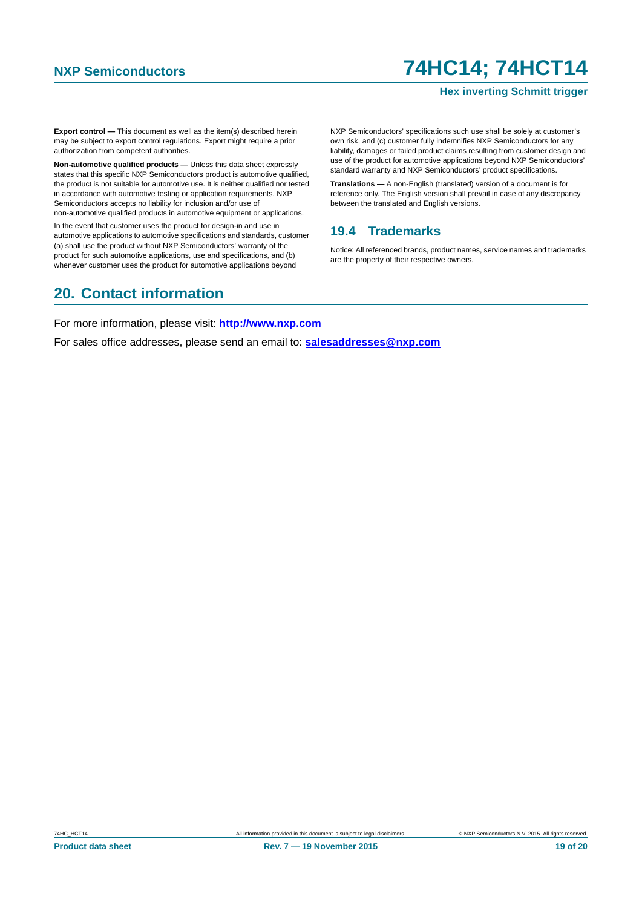**Export control —** This document as well as the item(s) described herein may be subject to export control regulations. Export might require a prior authorization from competent authorities.

**Non-automotive qualified products —** Unless this data sheet expressly states that this specific NXP Semiconductors product is automotive qualified, the product is not suitable for automotive use. It is neither qualified nor tested in accordance with automotive testing or application requirements. NXP Semiconductors accepts no liability for inclusion and/or use of non-automotive qualified products in automotive equipment or applications.

In the event that customer uses the product for design-in and use in automotive applications to automotive specifications and standards, customer (a) shall use the product without NXP Semiconductors' warranty of the product for such automotive applications, use and specifications, and (b) whenever customer uses the product for automotive applications beyond NXP Semiconductors' specifications such use shall be solely at customer's own risk, and (c) customer fully indemnifies NXP Semiconductors for any liability, damages or failed product claims resulting from customer design and use of the product for automotive applications beyond NXP Semiconductors' standard warranty and NXP Semiconductors' product specifications.

**Translations —** A non-English (translated) version of a document is for reference only. The English version shall prevail in case of any discrepancy between the translated and English versions.

### 19.4 Trademarks

Notice: All referenced brands, product names, service names and trademarks are the property of their respective owners.

## 20. Contact information

For more information, please visit: **http://www.nxp.com**

For sales office addresses, please send an email to: **salesaddresses@nxp.com**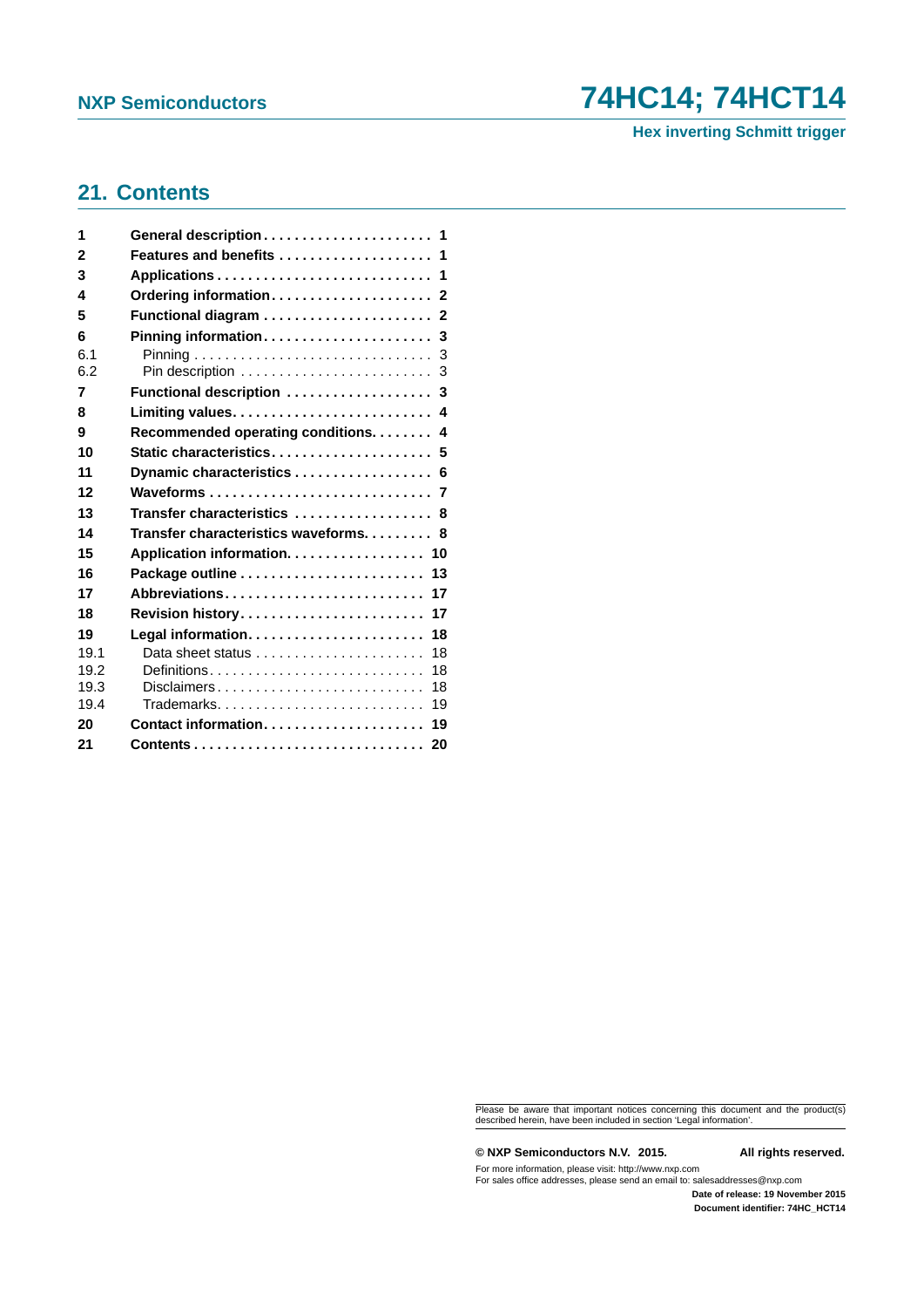## 21. Contents

| | | |
|---|---|---|
| **1** | **General description** | **1** |
| **2** | **Features and benefits** | **1** |
| **3** | **Applications** | **1** |
| **4** | **Ordering information** | **2** |
| **5** | **Functional diagram** | **2** |
| **6** | **Pinning information** | **3** |
| 6.1 | Pinning | 3 |
| 6.2 | Pin description | 3 |
| **7** | **Functional description** | **3** |
| **8** | **Limiting values** | **4** |
| **9** | **Recommended operating conditions** | **4** |
| **10** | **Static characteristics** | **5** |
| **11** | **Dynamic characteristics** | **6** |
| **12** | **Waveforms** | **7** |
| **13** | **Transfer characteristics** | **8** |
| **14** | **Transfer characteristics waveforms** | **8** |
| **15** | **Application information** | **10** |
| **16** | **Package outline** | **13** |
| **17** | **Abbreviations** | **17** |
| **18** | **Revision history** | **17** |
| **19** | **Legal information** | **18** |
| 19.1 | Data sheet status | 18 |
| 19.2 | Definitions | 18 |
| 19.3 | Disclaimers | 18 |
| 19.4 | Trademarks | 19 |
| **20** | **Contact information** | **19** |
| **21** | **Contents** | **20** |

Please be aware that important notices concerning this document and the product(s) described herein, have been included in section 'Legal information'.

**© NXP Semiconductors N.V. 2015. All rights reserved.**

For more information, please visit: http://www.nxp.com
For sales office addresses, please send an email to: salesaddresses@nxp.com

**Date of release: 19 November 2015**
**Document identifier: 74HC_HCT14**